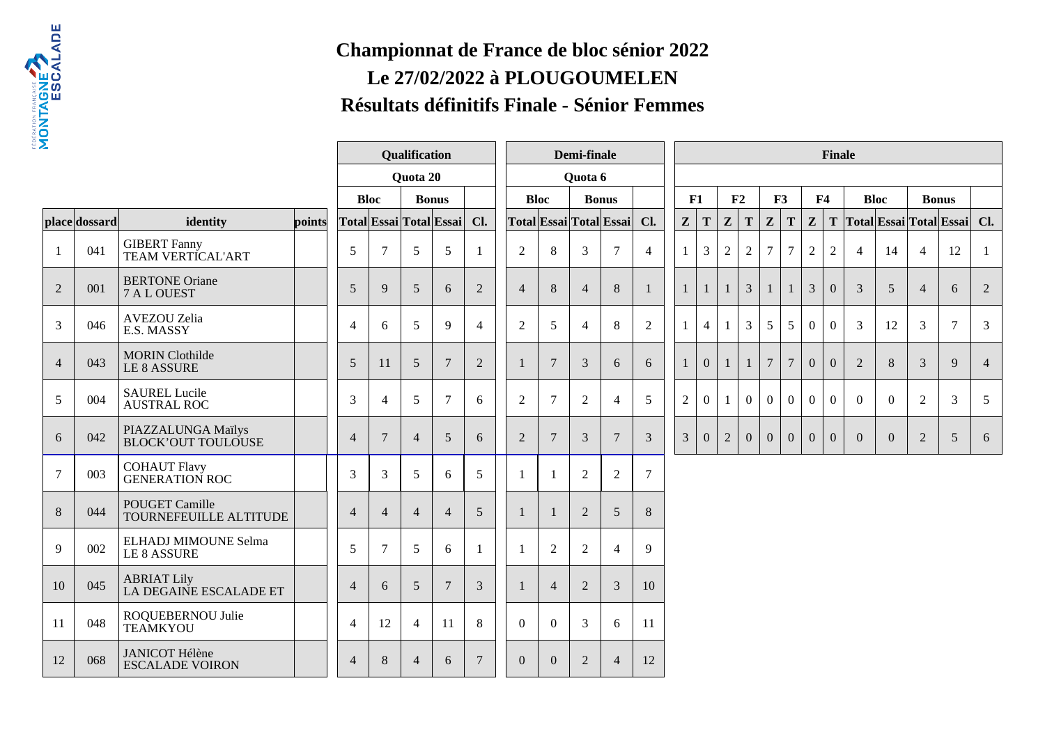# Championnat de France de bloc sénior 2022

## Le 27/02/2022 à PLOUGOUMELEN

## Résultats définitifs Finale - Sénior Femmes

| | | | | Qualification | | | | | Demi-finale | | | | | Finale | | | | | | | | | | | | | |
|---|---|---|---|---|---|---|---|---|---|---|---|---|---|---|---|---|---|---|---|---|---|---|---|---|---|---|---|
| | | | | Quota 20 | | | | | Quota 6 | | | | | | | | | | | | | | | | | | |
| | | | | Bloc | | Bonus | | | Bloc | | Bonus | | | F1 | | F2 | | F3 | | F4 | | Bloc | | Bonus | | | |
| place | dossard | identity | points | Total | Essai | Total | Essai | Cl. | Total | Essai | Total | Essai | Cl. | Z | T | Z | T | Z | T | Z | T | Total | Essai | Total | Essai | Cl. |
| 1 | 041 | GIBERT Fanny<br>TEAM VERTICAL'ART | | 5 | 7 | 5 | 5 | 1 | 2 | 8 | 3 | 7 | 4 | 1 | 3 | 2 | 2 | 7 | 7 | 2 | 2 | 4 | 14 | 4 | 12 | 1 |
| 2 | 001 | BERTONE Oriane<br>7 A L OUEST | | 5 | 9 | 5 | 6 | 2 | 4 | 8 | 4 | 8 | 1 | 1 | 1 | 1 | 3 | 1 | 1 | 3 | 0 | 3 | 5 | 4 | 6 | 2 |
| 3 | 046 | AVEZOU Zelia<br>E.S. MASSY | | 4 | 6 | 5 | 9 | 4 | 2 | 5 | 4 | 8 | 2 | 1 | 4 | 1 | 3 | 5 | 5 | 0 | 0 | 3 | 12 | 3 | 7 | 3 |
| 4 | 043 | MORIN Clothilde<br>LE 8 ASSURE | | 5 | 11 | 5 | 7 | 2 | 1 | 7 | 3 | 6 | 6 | 1 | 0 | 1 | 1 | 7 | 7 | 0 | 0 | 2 | 8 | 3 | 9 | 4 |
| 5 | 004 | SAUREL Lucile<br>AUSTRAL ROC | | 3 | 4 | 5 | 7 | 6 | 2 | 7 | 2 | 4 | 5 | 2 | 0 | 1 | 0 | 0 | 0 | 0 | 0 | 0 | 0 | 2 | 3 | 5 |
| 6 | 042 | PIAZZALUNGA Maïlys<br>BLOCK'OUT TOULOUSE | | 4 | 7 | 4 | 5 | 6 | 2 | 7 | 3 | 7 | 3 | 3 | 0 | 2 | 0 | 0 | 0 | 0 | 0 | 0 | 0 | 2 | 5 | 6 |
| 7 | 003 | COHAUT Flavy<br>GENERATION ROC | | 3 | 3 | 5 | 6 | 5 | 1 | 1 | 2 | 2 | 7 | | | | | | | | | | | | | |
| 8 | 044 | POUGET Camille<br>TOURNEFEUILLE ALTITUDE | | 4 | 4 | 4 | 4 | 5 | 1 | 1 | 2 | 5 | 8 | | | | | | | | | | | | | |
| 9 | 002 | ELHADJ MIMOUNE Selma<br>LE 8 ASSURE | | 5 | 7 | 5 | 6 | 1 | 1 | 2 | 2 | 4 | 9 | | | | | | | | | | | | | |
| 10 | 045 | ABRIAT Lily<br>LA DEGAINE ESCALADE ET | | 4 | 6 | 5 | 7 | 3 | 1 | 4 | 2 | 3 | 10 | | | | | | | | | | | | | |
| 11 | 048 | ROQUEBERNOU Julie<br>TEAMKYOU | | 4 | 12 | 4 | 11 | 8 | 0 | 0 | 3 | 6 | 11 | | | | | | | | | | | | | |
| 12 | 068 | JANICOT Hélène<br>ESCALADE VOIRON | | 4 | 8 | 4 | 6 | 7 | 0 | 0 | 2 | 4 | 12 | | | | | | | | | | | | | |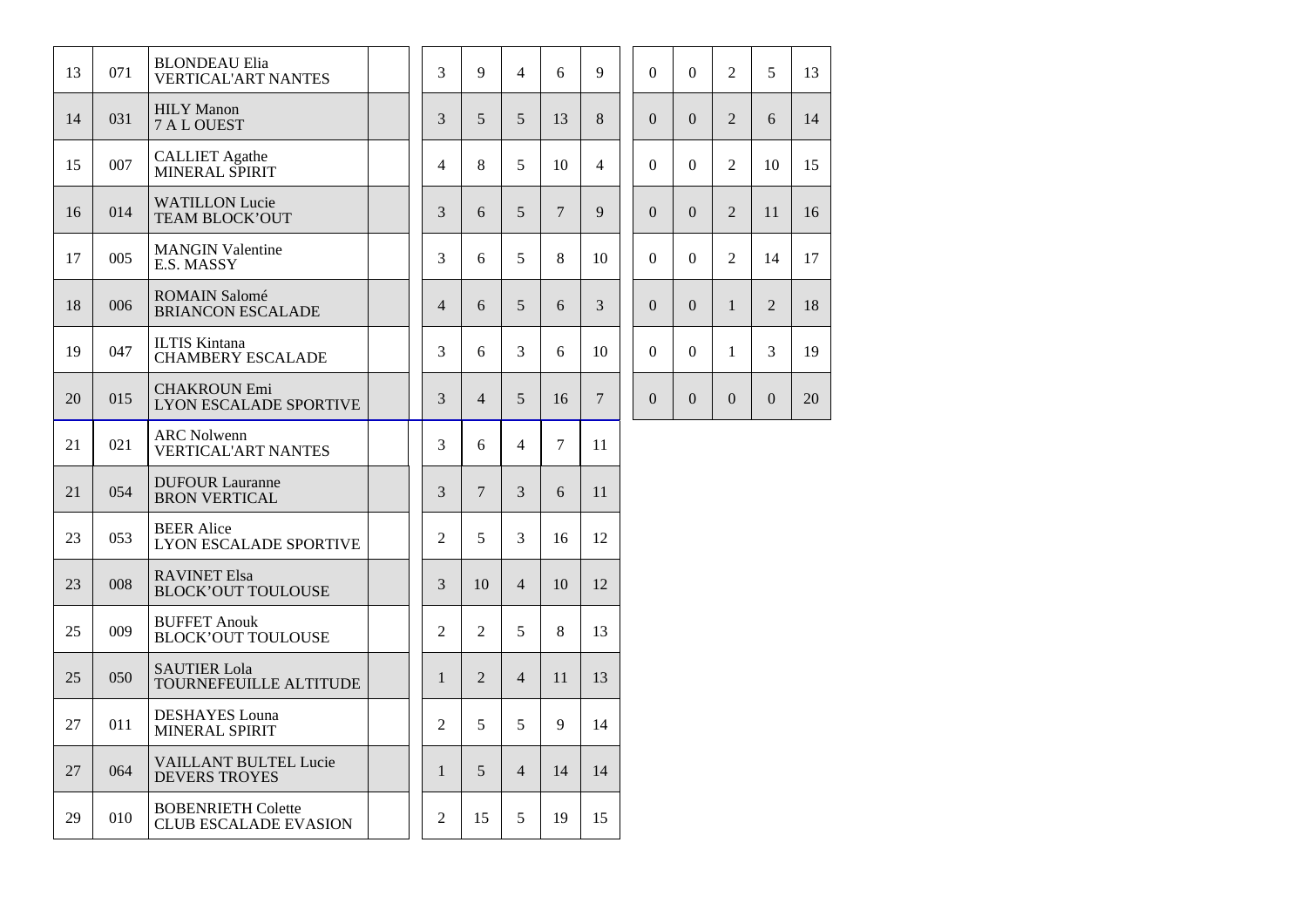| | | | | | | | | | | | | | | |
|---|---|---|---|---|---|---|---|---|---|---|---|---|---|---|
| 13 | 071 | BLONDEAU Elia<br>VERTICAL'ART NANTES | | 3 | 9 | 4 | 6 | 9 | 0 | 0 | 2 | 5 | 13 |
| 14 | 031 | HILY Manon<br>7 A L OUEST | | 3 | 5 | 5 | 13 | 8 | 0 | 0 | 2 | 6 | 14 |
| 15 | 007 | CALLIET Agathe<br>MINERAL SPIRIT | | 4 | 8 | 5 | 10 | 4 | 0 | 0 | 2 | 10 | 15 |
| 16 | 014 | WATILLON Lucie<br>TEAM BLOCK'OUT | | 3 | 6 | 5 | 7 | 9 | 0 | 0 | 2 | 11 | 16 |
| 17 | 005 | MANGIN Valentine<br>E.S. MASSY | | 3 | 6 | 5 | 8 | 10 | 0 | 0 | 2 | 14 | 17 |
| 18 | 006 | ROMAIN Salomé<br>BRIANCON ESCALADE | | 4 | 6 | 5 | 6 | 3 | 0 | 0 | 1 | 2 | 18 |
| 19 | 047 | ILTIS Kintana<br>CHAMBERY ESCALADE | | 3 | 6 | 3 | 6 | 10 | 0 | 0 | 1 | 3 | 19 |
| 20 | 015 | CHAKROUN Emi<br>LYON ESCALADE SPORTIVE | | 3 | 4 | 5 | 16 | 7 | 0 | 0 | 0 | 0 | 20 |
| 21 | 021 | ARC Nolwenn<br>VERTICAL'ART NANTES | | 3 | 6 | 4 | 7 | 11 | | | | | |
| 21 | 054 | DUFOUR Lauranne<br>BRON VERTICAL | | 3 | 7 | 3 | 6 | 11 | | | | | |
| 23 | 053 | BEER Alice<br>LYON ESCALADE SPORTIVE | | 2 | 5 | 3 | 16 | 12 | | | | | |
| 23 | 008 | RAVINET Elsa<br>BLOCK'OUT TOULOUSE | | 3 | 10 | 4 | 10 | 12 | | | | | |
| 25 | 009 | BUFFET Anouk<br>BLOCK'OUT TOULOUSE | | 2 | 2 | 5 | 8 | 13 | | | | | |
| 25 | 050 | SAUTIER Lola<br>TOURNEFEUILLE ALTITUDE | | 1 | 2 | 4 | 11 | 13 | | | | | |
| 27 | 011 | DESHAYES Louna<br>MINERAL SPIRIT | | 2 | 5 | 5 | 9 | 14 | | | | | |
| 27 | 064 | VAILLANT BULTEL Lucie<br>DEVERS TROYES | | 1 | 5 | 4 | 14 | 14 | | | | | |
| 29 | 010 | BOBENRIETH Colette<br>CLUB ESCALADE EVASION | | 2 | 15 | 5 | 19 | 15 | | | | | |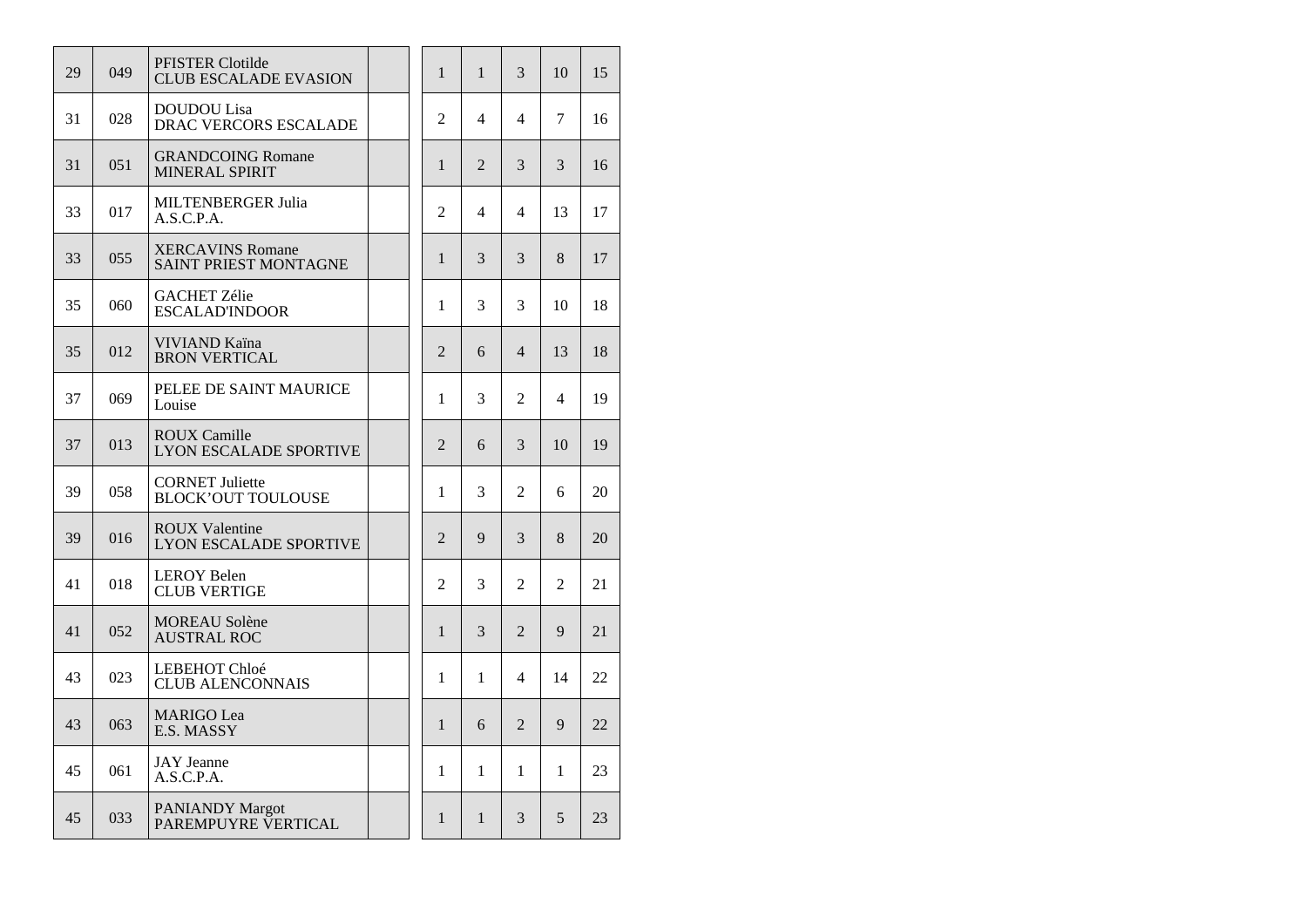| | | | | | | | | |
|---|---|---|---|---|---|---|---|---|
| 29 | 049 | PFISTER Clotilde<br>CLUB ESCALADE EVASION | | 1 | 1 | 3 | 10 | 15 |
| 31 | 028 | DOUDOU Lisa<br>DRAC VERCORS ESCALADE | | 2 | 4 | 4 | 7 | 16 |
| 31 | 051 | GRANDCOING Romane<br>MINERAL SPIRIT | | 1 | 2 | 3 | 3 | 16 |
| 33 | 017 | MILTENBERGER Julia<br>A.S.C.P.A. | | 2 | 4 | 4 | 13 | 17 |
| 33 | 055 | XERCAVINS Romane<br>SAINT PRIEST MONTAGNE | | 1 | 3 | 3 | 8 | 17 |
| 35 | 060 | GACHET Zélie<br>ESCALAD'INDOOR | | 1 | 3 | 3 | 10 | 18 |
| 35 | 012 | VIVIAND Kaïna<br>BRON VERTICAL | | 2 | 6 | 4 | 13 | 18 |
| 37 | 069 | PELEE DE SAINT MAURICE<br>Louise | | 1 | 3 | 2 | 4 | 19 |
| 37 | 013 | ROUX Camille<br>LYON ESCALADE SPORTIVE | | 2 | 6 | 3 | 10 | 19 |
| 39 | 058 | CORNET Juliette<br>BLOCK'OUT TOULOUSE | | 1 | 3 | 2 | 6 | 20 |
| 39 | 016 | ROUX Valentine<br>LYON ESCALADE SPORTIVE | | 2 | 9 | 3 | 8 | 20 |
| 41 | 018 | LEROY Belen<br>CLUB VERTIGE | | 2 | 3 | 2 | 2 | 21 |
| 41 | 052 | MOREAU Solène<br>AUSTRAL ROC | | 1 | 3 | 2 | 9 | 21 |
| 43 | 023 | LEBEHOT Chloé<br>CLUB ALENCONNAIS | | 1 | 1 | 4 | 14 | 22 |
| 43 | 063 | MARIGO Lea<br>E.S. MASSY | | 1 | 6 | 2 | 9 | 22 |
| 45 | 061 | JAY Jeanne<br>A.S.C.P.A. | | 1 | 1 | 1 | 1 | 23 |
| 45 | 033 | PANIANDY Margot<br>PAREMPUYRE VERTICAL | | 1 | 1 | 3 | 5 | 23 |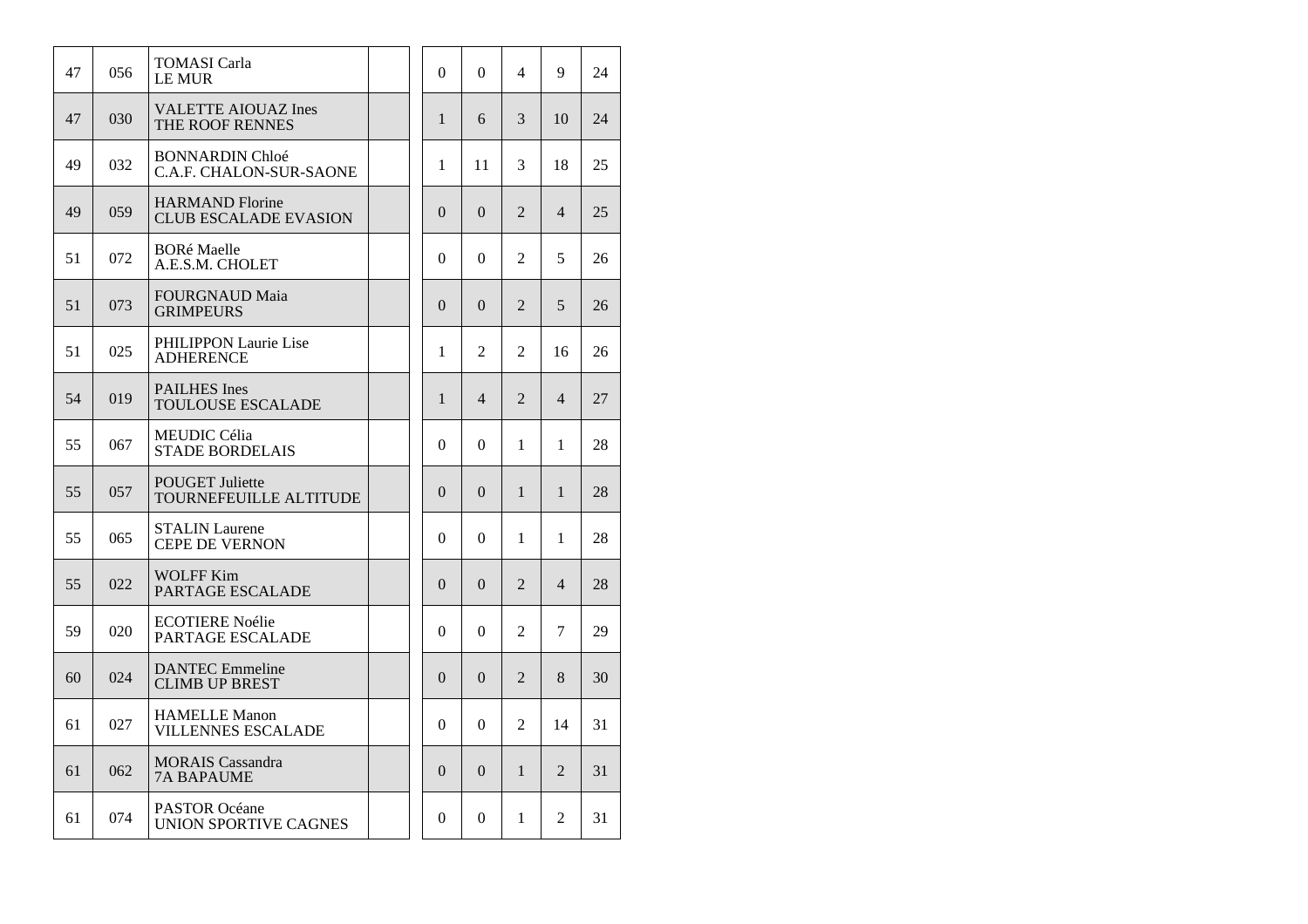| | | | | | | | | |
|---|---|---|---|---|---|---|---|---|
| 47 | 056 | TOMASI Carla<br>LE MUR | | 0 | 0 | 4 | 9 | 24 |
| 47 | 030 | VALETTE AIOUAZ Ines<br>THE ROOF RENNES | | 1 | 6 | 3 | 10 | 24 |
| 49 | 032 | BONNARDIN Chloé<br>C.A.F. CHALON-SUR-SAONE | | 1 | 11 | 3 | 18 | 25 |
| 49 | 059 | HARMAND Florine<br>CLUB ESCALADE EVASION | | 0 | 0 | 2 | 4 | 25 |
| 51 | 072 | BORé Maelle<br>A.E.S.M. CHOLET | | 0 | 0 | 2 | 5 | 26 |
| 51 | 073 | FOURGNAUD Maia<br>GRIMPEURS | | 0 | 0 | 2 | 5 | 26 |
| 51 | 025 | PHILIPPON Laurie Lise<br>ADHERENCE | | 1 | 2 | 2 | 16 | 26 |
| 54 | 019 | PAILHES Ines<br>TOULOUSE ESCALADE | | 1 | 4 | 2 | 4 | 27 |
| 55 | 067 | MEUDIC Célia<br>STADE BORDELAIS | | 0 | 0 | 1 | 1 | 28 |
| 55 | 057 | POUGET Juliette<br>TOURNEFEUILLE ALTITUDE | | 0 | 0 | 1 | 1 | 28 |
| 55 | 065 | STALIN Laurene<br>CEPE DE VERNON | | 0 | 0 | 1 | 1 | 28 |
| 55 | 022 | WOLFF Kim<br>PARTAGE ESCALADE | | 0 | 0 | 2 | 4 | 28 |
| 59 | 020 | ECOTIERE Noélie<br>PARTAGE ESCALADE | | 0 | 0 | 2 | 7 | 29 |
| 60 | 024 | DANTEC Emmeline<br>CLIMB UP BREST | | 0 | 0 | 2 | 8 | 30 |
| 61 | 027 | HAMELLE Manon<br>VILLENNES ESCALADE | | 0 | 0 | 2 | 14 | 31 |
| 61 | 062 | MORAIS Cassandra<br>7A BAPAUME | | 0 | 0 | 1 | 2 | 31 |
| 61 | 074 | PASTOR Océane<br>UNION SPORTIVE CAGNES | | 0 | 0 | 1 | 2 | 31 |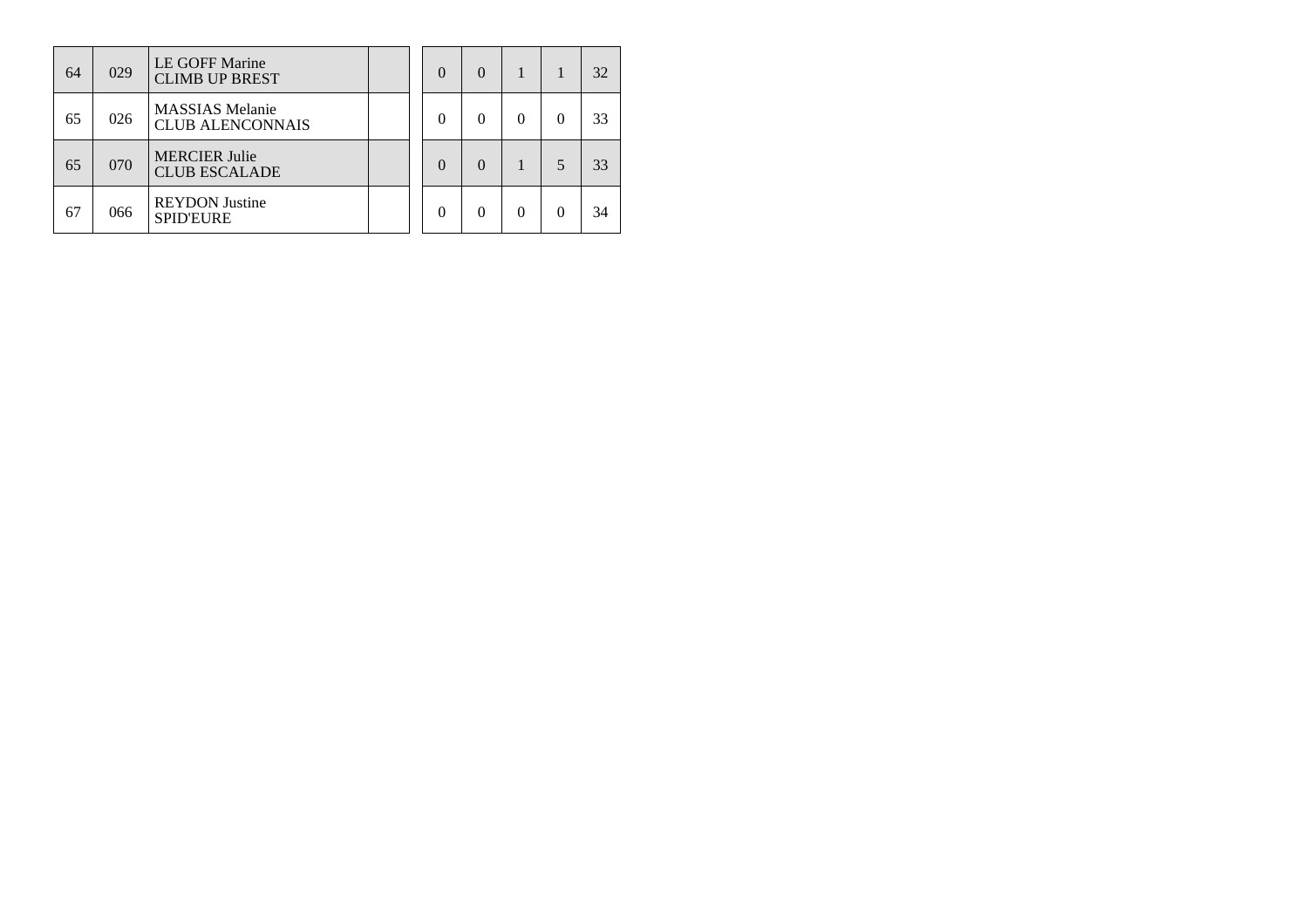| | | | | | | | | |
|---|---|---|---|---|---|---|---|---|
| 64 | 029 | LE GOFF Marine<br>CLIMB UP BREST | | 0 | 0 | 1 | 1 | 32 |
| 65 | 026 | MASSIAS Melanie<br>CLUB ALENCONNAIS | | 0 | 0 | 0 | 0 | 33 |
| 65 | 070 | MERCIER Julie<br>CLUB ESCALADE | | 0 | 0 | 1 | 5 | 33 |
| 67 | 066 | REYDON Justine<br>SPID'EURE | | 0 | 0 | 0 | 0 | 34 |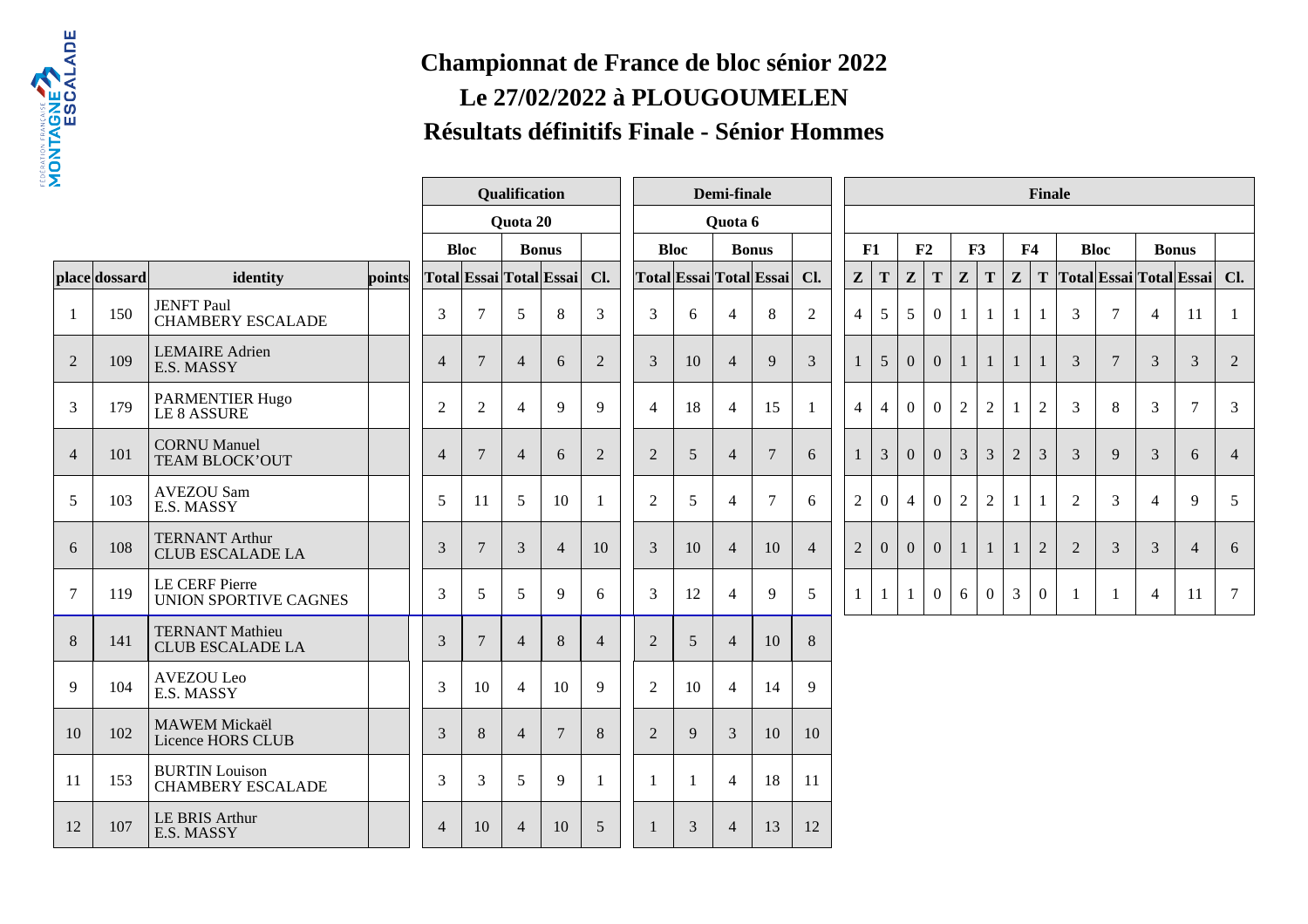# Championnat de France de bloc sénior 2022

## Le 27/02/2022 à PLOUGOUMELEN

## Résultats définitifs Finale - Sénior Hommes

| | | | | Qualification | | | | | Demi-finale | | | | | Finale | | | | | | | | | | | | | |
|---|---|---|---|---|---|---|---|---|---|---|---|---|---|---|---|---|---|---|---|---|---|---|---|---|---|---|---|
| | | | | Quota 20 | | | | | Quota 6 | | | | | | | | | | | | | | | | | | |
| | | | | Bloc | | Bonus | | | Bloc | | Bonus | | | F1 | | F2 | | F3 | | F4 | | Bloc | | Bonus | | | |
| place | dossard | identity | points | Total | Essai | Total | Essai | Cl. | Total | Essai | Total | Essai | Cl. | Z | T | Z | T | Z | T | Z | T | Total | Essai | Total | Essai | Cl. |
| 1 | 150 | JENFT Paul CHAMBERY ESCALADE | | 3 | 7 | 5 | 8 | 3 | 3 | 6 | 4 | 8 | 2 | 4 | 5 | 5 | 0 | 1 | 1 | 1 | 1 | 3 | 7 | 4 | 11 | 1 |
| 2 | 109 | LEMAIRE Adrien E.S. MASSY | | 4 | 7 | 4 | 6 | 2 | 3 | 10 | 4 | 9 | 3 | 1 | 5 | 0 | 0 | 1 | 1 | 1 | 1 | 3 | 7 | 3 | 3 | 2 |
| 3 | 179 | PARMENTIER Hugo LE 8 ASSURE | | 2 | 2 | 4 | 9 | 9 | 4 | 18 | 4 | 15 | 1 | 4 | 4 | 0 | 0 | 2 | 2 | 1 | 2 | 3 | 8 | 3 | 7 | 3 |
| 4 | 101 | CORNU Manuel TEAM BLOCK'OUT | | 4 | 7 | 4 | 6 | 2 | 2 | 5 | 4 | 7 | 6 | 1 | 3 | 0 | 0 | 3 | 3 | 2 | 3 | 3 | 9 | 3 | 6 | 4 |
| 5 | 103 | AVEZOU Sam E.S. MASSY | | 5 | 11 | 5 | 10 | 1 | 2 | 5 | 4 | 7 | 6 | 2 | 0 | 4 | 0 | 2 | 2 | 1 | 1 | 2 | 3 | 4 | 9 | 5 |
| 6 | 108 | TERNANT Arthur CLUB ESCALADE LA | | 3 | 7 | 3 | 4 | 10 | 3 | 10 | 4 | 10 | 4 | 2 | 0 | 0 | 0 | 1 | 1 | 1 | 2 | 2 | 3 | 3 | 4 | 6 |
| 7 | 119 | LE CERF Pierre UNION SPORTIVE CAGNES | | 3 | 5 | 5 | 9 | 6 | 3 | 12 | 4 | 9 | 5 | 1 | 1 | 1 | 0 | 6 | 0 | 3 | 0 | 1 | 1 | 4 | 11 | 7 |
| 8 | 141 | TERNANT Mathieu CLUB ESCALADE LA | | 3 | 7 | 4 | 8 | 4 | 2 | 5 | 4 | 10 | 8 | | | | | | | | | | | | | |
| 9 | 104 | AVEZOU Leo E.S. MASSY | | 3 | 10 | 4 | 10 | 9 | 2 | 10 | 4 | 14 | 9 | | | | | | | | | | | | | |
| 10 | 102 | MAWEM Mickaël Licence HORS CLUB | | 3 | 8 | 4 | 7 | 8 | 2 | 9 | 3 | 10 | 10 | | | | | | | | | | | | | |
| 11 | 153 | BURTIN Louison CHAMBERY ESCALADE | | 3 | 3 | 5 | 9 | 1 | 1 | 1 | 4 | 18 | 11 | | | | | | | | | | | | | |
| 12 | 107 | LE BRIS Arthur E.S. MASSY | | 4 | 10 | 4 | 10 | 5 | 1 | 3 | 4 | 13 | 12 | | | | | | | | | | | | | |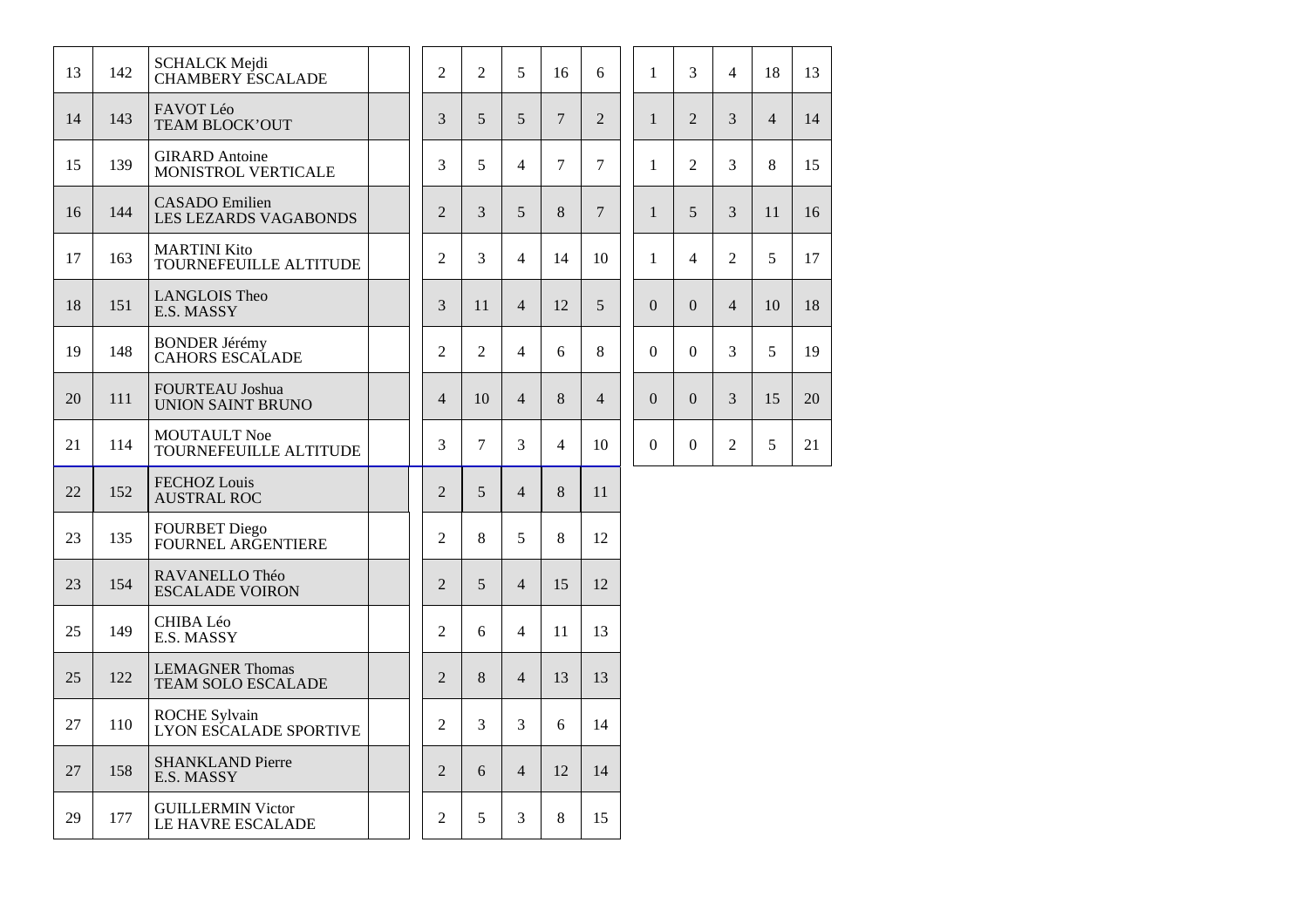| | | | | | | | | | | | | | | |
|---|---|---|---|---|---|---|---|---|---|---|---|---|---|---|
| 13 | 142 | SCHALCK Mejdi<br>CHAMBERY ESCALADE | | 2 | 2 | 5 | 16 | 6 | 1 | 3 | 4 | 18 | 13 |
| 14 | 143 | FAVOT Léo<br>TEAM BLOCK'OUT | | 3 | 5 | 5 | 7 | 2 | 1 | 2 | 3 | 4 | 14 |
| 15 | 139 | GIRARD Antoine<br>MONISTROL VERTICALE | | 3 | 5 | 4 | 7 | 7 | 1 | 2 | 3 | 8 | 15 |
| 16 | 144 | CASADO Emilien<br>LES LEZARDS VAGABONDS | | 2 | 3 | 5 | 8 | 7 | 1 | 5 | 3 | 11 | 16 |
| 17 | 163 | MARTINI Kito<br>TOURNEFEUILLE ALTITUDE | | 2 | 3 | 4 | 14 | 10 | 1 | 4 | 2 | 5 | 17 |
| 18 | 151 | LANGLOIS Theo<br>E.S. MASSY | | 3 | 11 | 4 | 12 | 5 | 0 | 0 | 4 | 10 | 18 |
| 19 | 148 | BONDER Jérémy<br>CAHORS ESCALADE | | 2 | 2 | 4 | 6 | 8 | 0 | 0 | 3 | 5 | 19 |
| 20 | 111 | FOURTEAU Joshua<br>UNION SAINT BRUNO | | 4 | 10 | 4 | 8 | 4 | 0 | 0 | 3 | 15 | 20 |
| 21 | 114 | MOUTAULT Noe<br>TOURNEFEUILLE ALTITUDE | | 3 | 7 | 3 | 4 | 10 | 0 | 0 | 2 | 5 | 21 |
| 22 | 152 | FECHOZ Louis<br>AUSTRAL ROC | | 2 | 5 | 4 | 8 | 11 | | | | | |
| 23 | 135 | FOURBET Diego<br>FOURNEL ARGENTIERE | | 2 | 8 | 5 | 8 | 12 | | | | | |
| 23 | 154 | RAVANELLO Théo<br>ESCALADE VOIRON | | 2 | 5 | 4 | 15 | 12 | | | | | |
| 25 | 149 | CHIBA Léo<br>E.S. MASSY | | 2 | 6 | 4 | 11 | 13 | | | | | |
| 25 | 122 | LEMAGNER Thomas<br>TEAM SOLO ESCALADE | | 2 | 8 | 4 | 13 | 13 | | | | | |
| 27 | 110 | ROCHE Sylvain<br>LYON ESCALADE SPORTIVE | | 2 | 3 | 3 | 6 | 14 | | | | | |
| 27 | 158 | SHANKLAND Pierre<br>E.S. MASSY | | 2 | 6 | 4 | 12 | 14 | | | | | |
| 29 | 177 | GUILLERMIN Victor<br>LE HAVRE ESCALADE | | 2 | 5 | 3 | 8 | 15 | | | | | |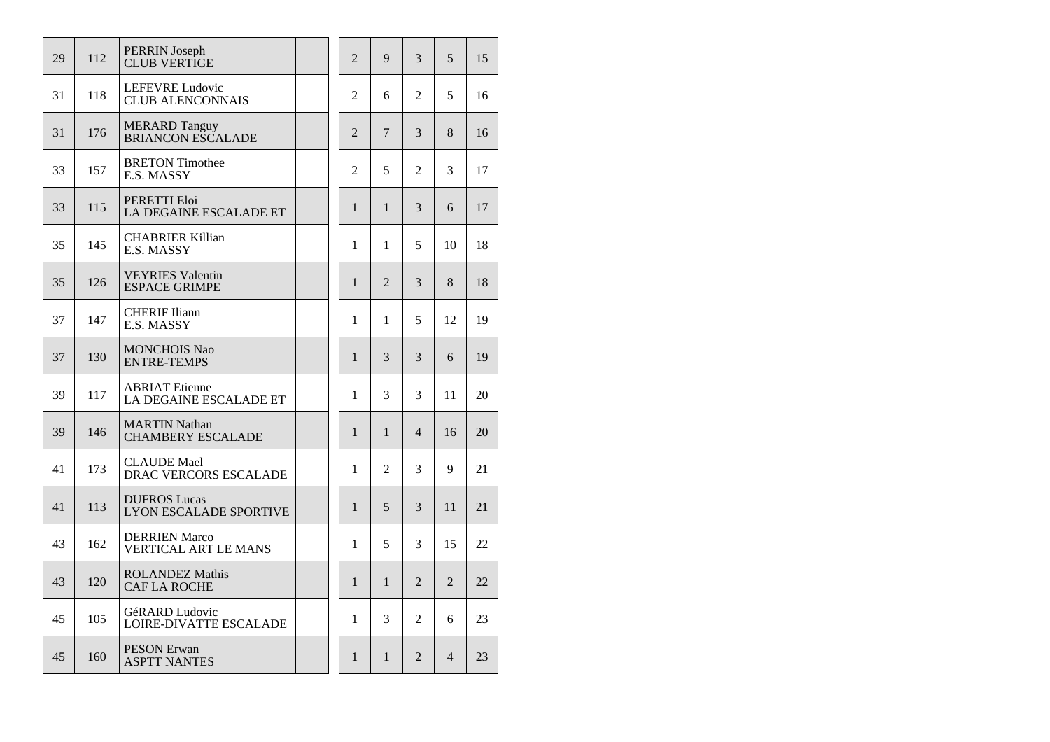| | | | | | | | | | |
|---|---|---|---|---|---|---|---|---|---|
| 29 | 112 | PERRIN Joseph<br>CLUB VERTIGE | | | 2 | 9 | 3 | 5 | 15 |
| 31 | 118 | LEFEVRE Ludovic<br>CLUB ALENCONNAIS | | | 2 | 6 | 2 | 5 | 16 |
| 31 | 176 | MERARD Tanguy<br>BRIANCON ESCALADE | | | 2 | 7 | 3 | 8 | 16 |
| 33 | 157 | BRETON Timothee<br>E.S. MASSY | | | 2 | 5 | 2 | 3 | 17 |
| 33 | 115 | PERETTI Eloi<br>LA DEGAINE ESCALADE ET | | | 1 | 1 | 3 | 6 | 17 |
| 35 | 145 | CHABRIER Killian<br>E.S. MASSY | | | 1 | 1 | 5 | 10 | 18 |
| 35 | 126 | VEYRIES Valentin<br>ESPACE GRIMPE | | | 1 | 2 | 3 | 8 | 18 |
| 37 | 147 | CHERIF Iliann<br>E.S. MASSY | | | 1 | 1 | 5 | 12 | 19 |
| 37 | 130 | MONCHOIS Nao<br>ENTRE-TEMPS | | | 1 | 3 | 3 | 6 | 19 |
| 39 | 117 | ABRIAT Etienne<br>LA DEGAINE ESCALADE ET | | | 1 | 3 | 3 | 11 | 20 |
| 39 | 146 | MARTIN Nathan<br>CHAMBERY ESCALADE | | | 1 | 1 | 4 | 16 | 20 |
| 41 | 173 | CLAUDE Mael<br>DRAC VERCORS ESCALADE | | | 1 | 2 | 3 | 9 | 21 |
| 41 | 113 | DUFROS Lucas<br>LYON ESCALADE SPORTIVE | | | 1 | 5 | 3 | 11 | 21 |
| 43 | 162 | DERRIEN Marco<br>VERTICAL ART LE MANS | | | 1 | 5 | 3 | 15 | 22 |
| 43 | 120 | ROLANDEZ Mathis<br>CAF LA ROCHE | | | 1 | 1 | 2 | 2 | 22 |
| 45 | 105 | GéRARD Ludovic<br>LOIRE-DIVATTE ESCALADE | | | 1 | 3 | 2 | 6 | 23 |
| 45 | 160 | PESON Erwan<br>ASPTT NANTES | | | 1 | 1 | 2 | 4 | 23 |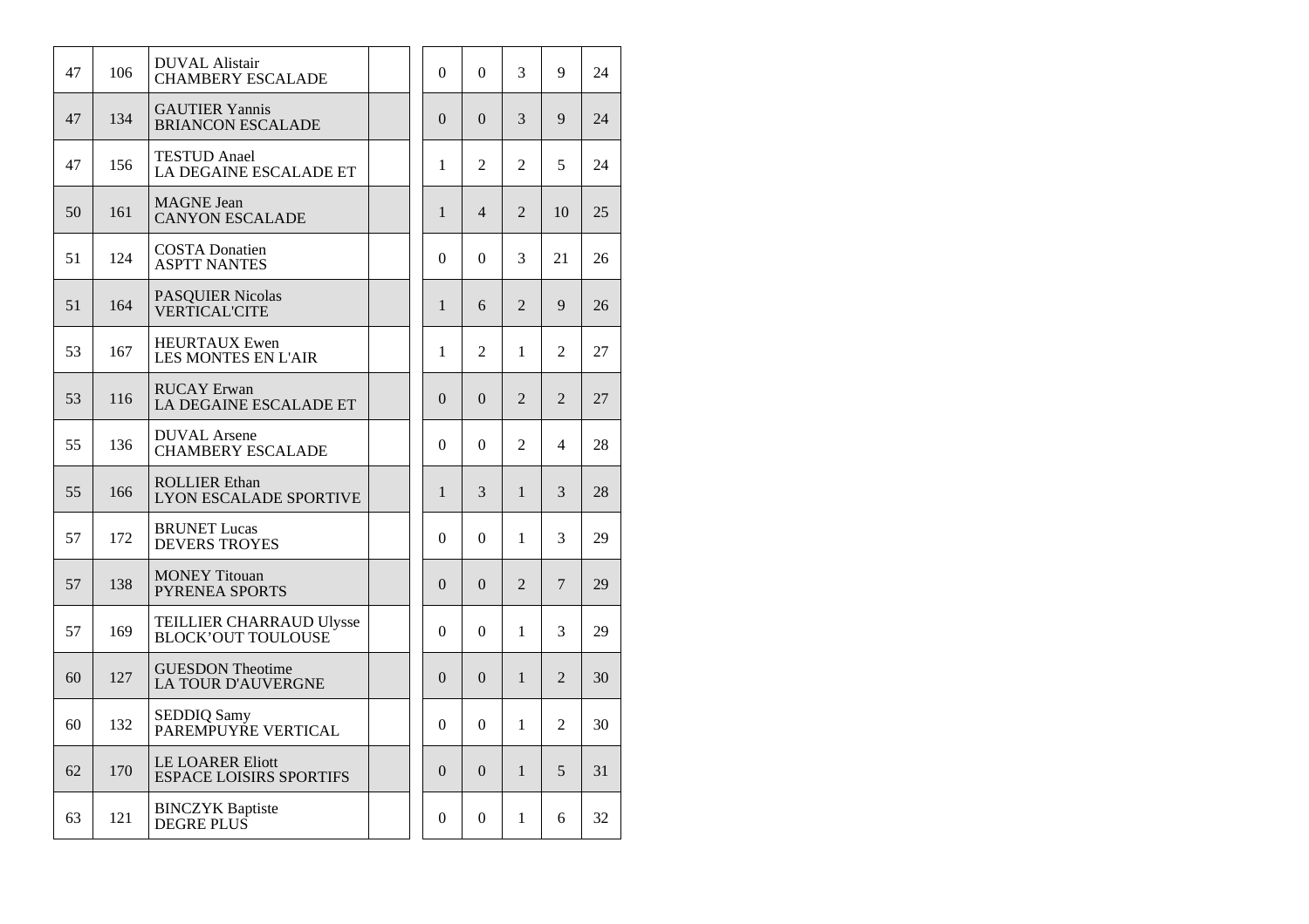| | | | | | | | | |
|---|---|---|---|---|---|---|---|---|
| 47 | 106 | DUVAL Alistair<br>CHAMBERY ESCALADE | | 0 | 0 | 3 | 9 | 24 |
| 47 | 134 | GAUTIER Yannis<br>BRIANCON ESCALADE | | 0 | 0 | 3 | 9 | 24 |
| 47 | 156 | TESTUD Anael<br>LA DEGAINE ESCALADE ET | | 1 | 2 | 2 | 5 | 24 |
| 50 | 161 | MAGNE Jean<br>CANYON ESCALADE | | 1 | 4 | 2 | 10 | 25 |
| 51 | 124 | COSTA Donatien<br>ASPTT NANTES | | 0 | 0 | 3 | 21 | 26 |
| 51 | 164 | PASQUIER Nicolas<br>VERTICAL'CITE | | 1 | 6 | 2 | 9 | 26 |
| 53 | 167 | HEURTAUX Ewen<br>LES MONTES EN L'AIR | | 1 | 2 | 1 | 2 | 27 |
| 53 | 116 | RUCAY Erwan<br>LA DEGAINE ESCALADE ET | | 0 | 0 | 2 | 2 | 27 |
| 55 | 136 | DUVAL Arsene<br>CHAMBERY ESCALADE | | 0 | 0 | 2 | 4 | 28 |
| 55 | 166 | ROLLIER Ethan<br>LYON ESCALADE SPORTIVE | | 1 | 3 | 1 | 3 | 28 |
| 57 | 172 | BRUNET Lucas<br>DEVERS TROYES | | 0 | 0 | 1 | 3 | 29 |
| 57 | 138 | MONEY Titouan<br>PYRENEA SPORTS | | 0 | 0 | 2 | 7 | 29 |
| 57 | 169 | TEILLIER CHARRAUD Ulysse<br>BLOCK'OUT TOULOUSE | | 0 | 0 | 1 | 3 | 29 |
| 60 | 127 | GUESDON Theotime<br>LA TOUR D'AUVERGNE | | 0 | 0 | 1 | 2 | 30 |
| 60 | 132 | SEDDIQ Samy<br>PAREMPUYRE VERTICAL | | 0 | 0 | 1 | 2 | 30 |
| 62 | 170 | LE LOARER Eliott<br>ESPACE LOISIRS SPORTIFS | | 0 | 0 | 1 | 5 | 31 |
| 63 | 121 | BINCZYK Baptiste<br>DEGRE PLUS | | 0 | 0 | 1 | 6 | 32 |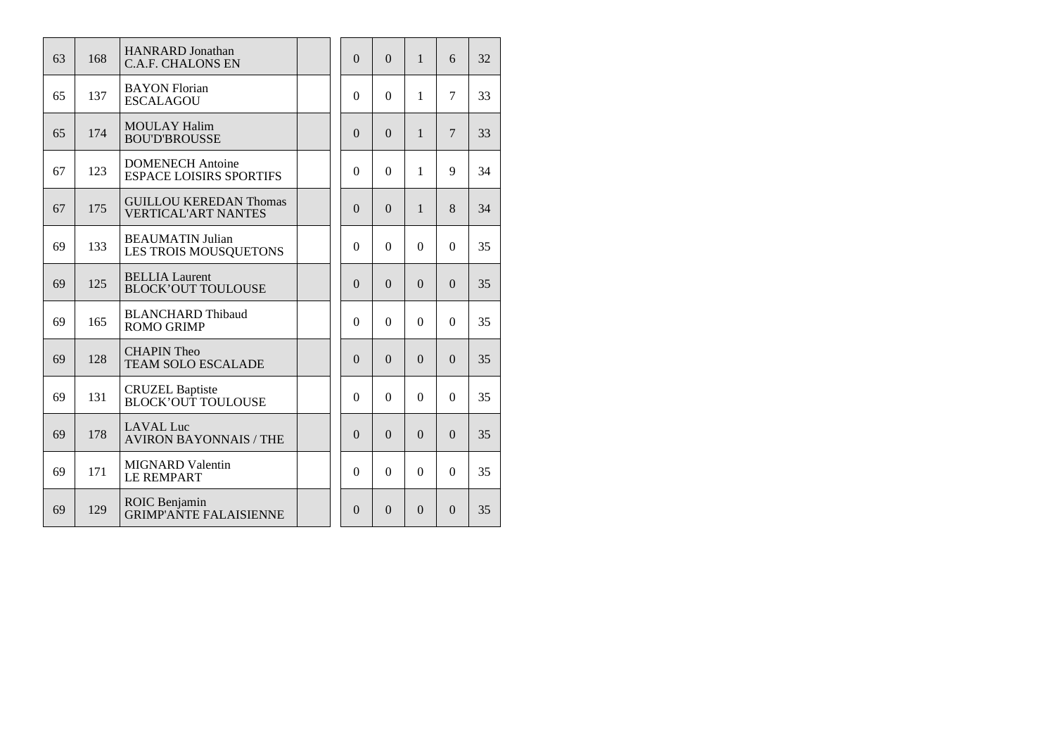| | | | | | | | | |
|---|---|---|---|---|---|---|---|---|
| 63 | 168 | HANRARD Jonathan<br>C.A.F. CHALONS EN | | 0 | 0 | 1 | 6 | 32 |
| 65 | 137 | BAYON Florian<br>ESCALAGOU | | 0 | 0 | 1 | 7 | 33 |
| 65 | 174 | MOULAY Halim<br>BOU'D'BROUSSE | | 0 | 0 | 1 | 7 | 33 |
| 67 | 123 | DOMENECH Antoine<br>ESPACE LOISIRS SPORTIFS | | 0 | 0 | 1 | 9 | 34 |
| 67 | 175 | GUILLOU KEREDAN Thomas<br>VERTICAL'ART NANTES | | 0 | 0 | 1 | 8 | 34 |
| 69 | 133 | BEAUMATIN Julian<br>LES TROIS MOUSQUETONS | | 0 | 0 | 0 | 0 | 35 |
| 69 | 125 | BELLIA Laurent<br>BLOCK'OUT TOULOUSE | | 0 | 0 | 0 | 0 | 35 |
| 69 | 165 | BLANCHARD Thibaud<br>ROMO GRIMP | | 0 | 0 | 0 | 0 | 35 |
| 69 | 128 | CHAPIN Theo<br>TEAM SOLO ESCALADE | | 0 | 0 | 0 | 0 | 35 |
| 69 | 131 | CRUZEL Baptiste<br>BLOCK'OUT TOULOUSE | | 0 | 0 | 0 | 0 | 35 |
| 69 | 178 | LAVAL Luc<br>AVIRON BAYONNAIS / THE | | 0 | 0 | 0 | 0 | 35 |
| 69 | 171 | MIGNARD Valentin<br>LE REMPART | | 0 | 0 | 0 | 0 | 35 |
| 69 | 129 | ROIC Benjamin<br>GRIMP'ANTE FALAISIENNE | | 0 | 0 | 0 | 0 | 35 |